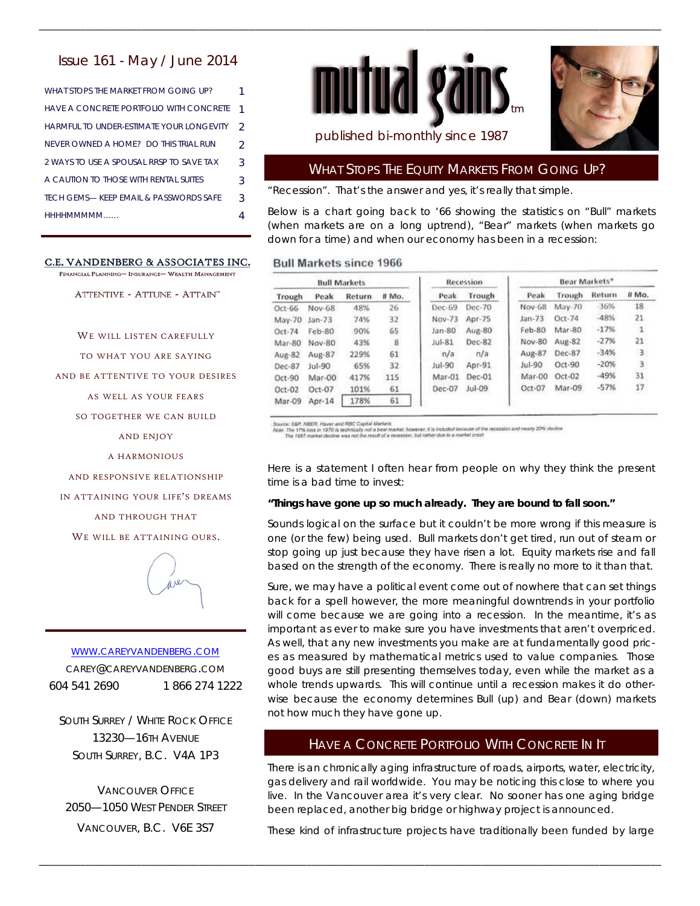Issue 161 - May / June 2014

| | |
|---|---|
| WHAT STOPS THE MARKET FROM GOING UP? | 1 |
| HAVE A CONCRETE PORTFOLIO WITH CONCRETE | 1 |
| HARMFUL TO UNDER-ESTIMATE YOUR LONGEVITY | 2 |
| NEVER OWNED A HOME? DO THIS TRIAL RUN | 2 |
| 2 WAYS TO USE A SPOUSAL RRSP TO SAVE TAX | 3 |
| A CAUTION TO THOSE WITH RENTAL SUITES | 3 |
| TECH GEMS— KEEP EMAIL & PASSWORDS SAFE | 3 |
| HHHHMMMMM...... | 4 |

C.E. VANDENBERG & ASSOCIATES INC.

FINANCIAL PLANNING— INSURANCE— WEALTH MANAGEMENT

ATTENTIVE - ATTUNE - ATTAIN™

WE WILL LISTEN CAREFULLY TO WHAT YOU ARE SAYING AND BE ATTENTIVE TO YOUR DESIRES AS WELL AS YOUR FEARS SO TOGETHER WE CAN BUILD AND ENJOY A HARMONIOUS AND RESPONSIVE RELATIONSHIP IN ATTAINING YOUR LIFE'S DREAMS AND THROUGH THAT WE WILL BE ATTAINING OURS.

WWW.CAREYVANDENBERG.COM

CAREY@CAREYVANDENBERG.COM

604 541 2690    1 866 274 1222

SOUTH SURREY / WHITE ROCK OFFICE
13230—16TH AVENUE
SOUTH SURREY, B.C. V4A 1P3

VANCOUVER OFFICE
2050—1050 WEST PENDER STREET
VANCOUVER, B.C. V6E 3S7

# mutual gains™

published bi-monthly since 1987

## WHAT STOPS THE EQUITY MARKETS FROM GOING UP?

"Recession". That's the answer and yes, it's really that simple.

Below is a chart going back to '66 showing the statistics on "Bull" markets (when markets are on a long uptrend), "Bear" markets (when markets go down for a time) and when our economy has been in a recession:

**Bull Markets since 1966**

| Bull Markets | | | | Recession | | Bear Markets* | | | |
|---|---|---|---|---|---|---|---|---|---|
| Trough | Peak | Return | # Mo. | Peak | Trough | Peak | Trough | Return | # Mo. |
| Oct-66 | Nov-68 | 48% | 26 | Dec-69 | Dec-70 | Nov-68 | May-70 | -36% | 18 |
| May-70 | Jan-73 | 74% | 32 | Nov-73 | Apr-75 | Jan-73 | Oct-74 | -48% | 21 |
| Oct-74 | Feb-80 | 90% | 65 | Jan-80 | Aug-80 | Feb-80 | Mar-80 | -17% | 1 |
| Mar-80 | Nov-80 | 43% | 8 | Jul-81 | Dec-82 | Nov-80 | Aug-82 | -27% | 21 |
| Aug-82 | Aug-87 | 229% | 61 | n/a | n/a | Aug-87 | Dec-87 | -34% | 3 |
| Dec-87 | Jul-90 | 65% | 32 | Jul-90 | Apr-91 | Jul-90 | Oct-90 | -20% | 3 |
| Oct-90 | Mar-00 | 417% | 115 | Mar-01 | Dec-01 | Mar-00 | Oct-02 | -49% | 31 |
| Oct-02 | Oct-07 | 101% | 61 | Dec-07 | Jul-09 | Oct-07 | Mar-09 | -57% | 17 |
| Mar-09 | Apr-14 | 178% | 61 | | | | | | |

Source: S&P, NBER, Haver and RBC Capital Markets
Note: The 17% loss in 1970 is technically not a bear market; however, it is included because of the recession and nearly 20% decline
The 1987 market decline was not the result of a recession, but rather due to a market crash

Here is a statement I often hear from people on why they think the present time is a bad time to invest:

**"Things have gone up so much already. They are bound to fall soon."**

Sounds logical on the surface but it couldn't be more wrong if this measure is one (or the few) being used. Bull markets don't get tired, run out of steam or stop going up just because they have risen a lot. Equity markets rise and fall based on the strength of the economy. There is really no more to it than that.

Sure, we may have a political event come out of nowhere that can set things back for a spell however, the more meaningful downtrends in your portfolio will come because we are going into a recession. In the meantime, it's as important as ever to make sure you have investments that aren't overpriced. As well, that any new investments you make are at fundamentally good prices as measured by mathematical metrics used to value companies. Those good buys are still presenting themselves today, even while the market as a whole trends upwards. This will continue until a recession makes it do otherwise because the economy determines Bull (up) and Bear (down) markets not how much they have gone up.

## HAVE A CONCRETE PORTFOLIO WITH CONCRETE IN IT

There is an chronically aging infrastructure of roads, airports, water, electricity, gas delivery and rail worldwide. You may be noticing this close to where you live. In the Vancouver area it's very clear. No sooner has one aging bridge been replaced, another big bridge or highway project is announced.

These kind of infrastructure projects have traditionally been funded by large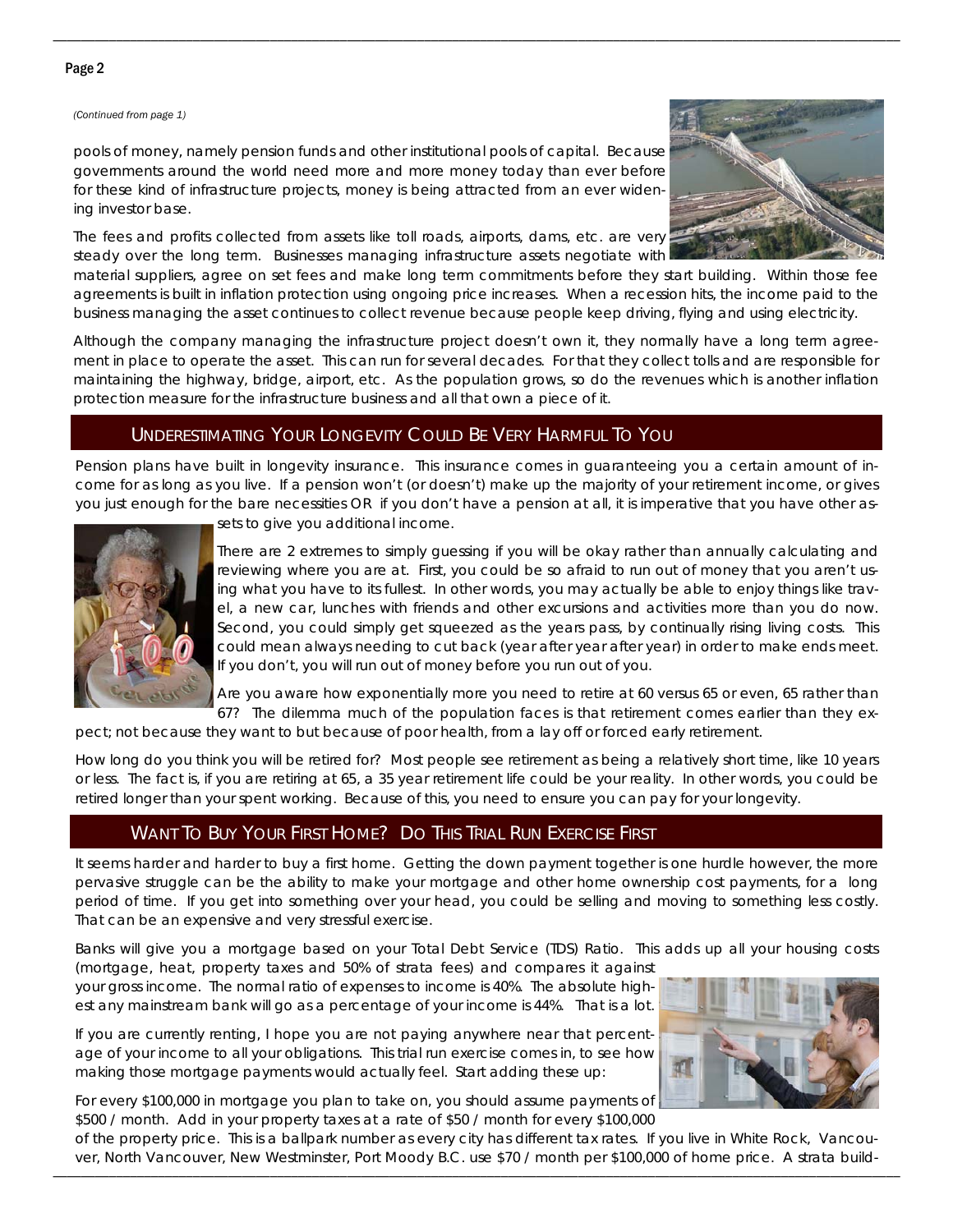*(Continued from page 1)*

pools of money, namely pension funds and other institutional pools of capital. Because governments around the world need more and more money today than ever before for these kind of infrastructure projects, money is being attracted from an ever widening investor base.

The fees and profits collected from assets like toll roads, airports, dams, etc. are very steady over the long term. Businesses managing infrastructure assets negotiate with material suppliers, agree on set fees and make long term commitments before they start building. Within those fee agreements is built in inflation protection using ongoing price increases. When a recession hits, the income paid to the business managing the asset continues to collect revenue because people keep driving, flying and using electricity.

Although the company managing the infrastructure project doesn't own it, they normally have a long term agreement in place to operate the asset. This can run for several decades. For that they collect tolls and are responsible for maintaining the highway, bridge, airport, etc. As the population grows, so do the revenues which is another inflation protection measure for the infrastructure business and all that own a piece of it.

## Underestimating Your Longevity Could Be Very Harmful To You

Pension plans have built in longevity insurance. This insurance comes in guaranteeing you a certain amount of income for as long as you live. If a pension won't (or doesn't) make up the majority of your retirement income, or gives you just enough for the bare necessities OR if you don't have a pension at all, it is imperative that you have other assets to give you additional income.

There are 2 extremes to simply guessing if you will be okay rather than annually calculating and reviewing where you are at. First, you could be so afraid to run out of money that you aren't using what you have to its fullest. In other words, you may actually be able to enjoy things like travel, a new car, lunches with friends and other excursions and activities more than you do now. Second, you could simply get squeezed as the years pass, by continually rising living costs. This could mean always needing to cut back (year after year after year) in order to make ends meet. If you don't, you will run out of money before you run out of you.

Are you aware how exponentially more you need to retire at 60 versus 65 or even, 65 rather than 67? The dilemma much of the population faces is that retirement comes earlier than they expect; not because they want to but because of poor health, from a lay off or forced early retirement.

How long do you think you will be retired for? Most people see retirement as being a relatively short time, like 10 years or less. The fact is, if you are retiring at 65, a 35 year retirement life could be your reality. In other words, you could be retired longer than your spent working. Because of this, you need to ensure you can pay for your longevity.

## Want To Buy Your First Home? Do This Trial Run Exercise First

It seems harder and harder to buy a first home. Getting the down payment together is one hurdle however, the more pervasive struggle can be the ability to make your mortgage and other home ownership cost payments, for a long period of time. If you get into something over your head, you could be selling and moving to something less costly. That can be an expensive and very stressful exercise.

Banks will give you a mortgage based on your Total Debt Service (TDS) Ratio. This adds up all your housing costs (mortgage, heat, property taxes and 50% of strata fees) and compares it against your gross income. The normal ratio of expenses to income is 40%. The absolute highest any mainstream bank will go as a percentage of your income is 44%. That is a lot.

If you are currently renting, I hope you are not paying anywhere near that percentage of your income to all your obligations. This trial run exercise comes in, to see how making those mortgage payments would actually feel. Start adding these up:

For every $100,000 in mortgage you plan to take on, you should assume payments of $500 / month. Add in your property taxes at a rate of $50 / month for every $100,000 of the property price. This is a ballpark number as every city has different tax rates. If you live in White Rock, Vancouver, North Vancouver, New Westminster, Port Moody B.C. use $70 / month per $100,000 of home price. A strata build-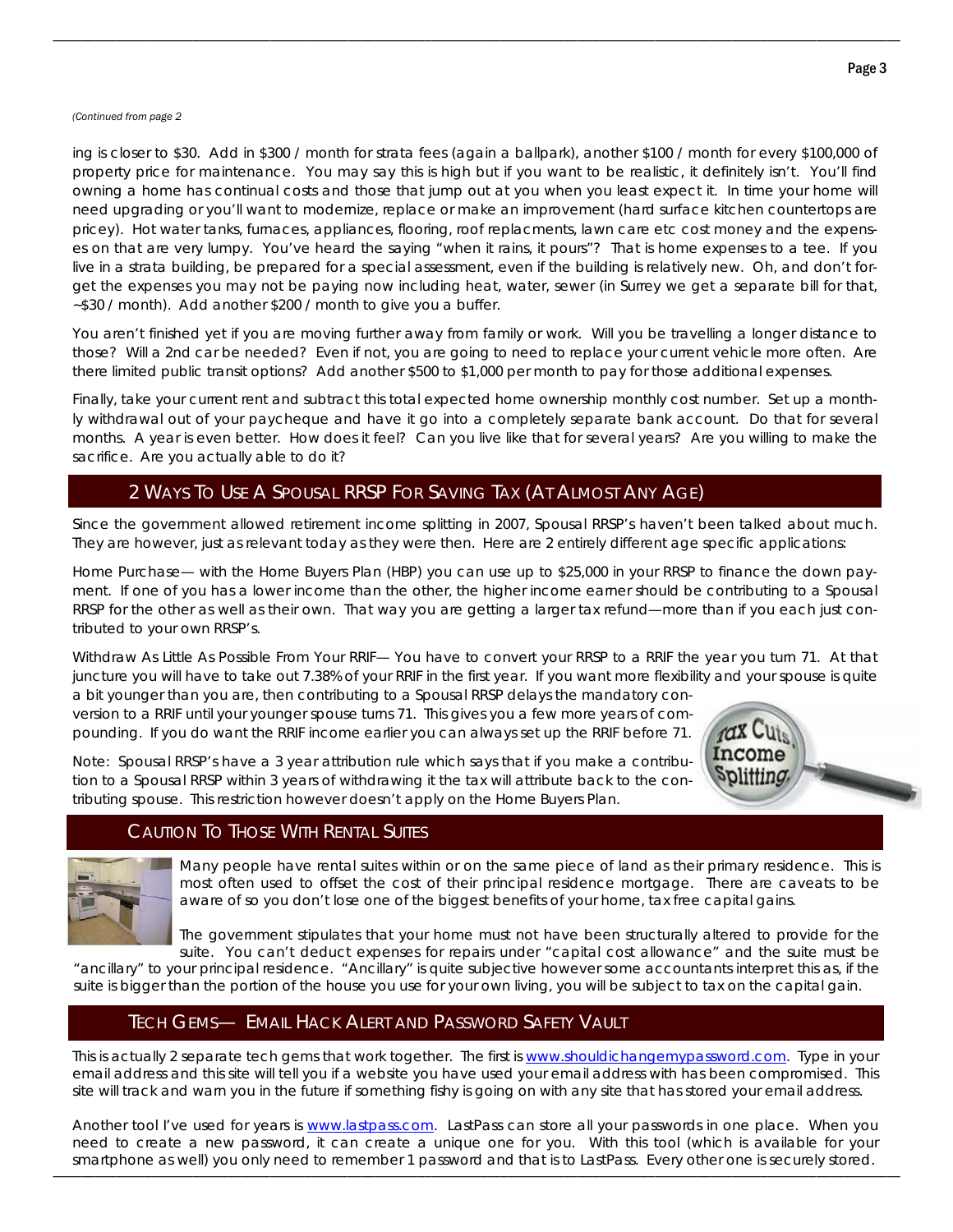*(Continued from page 2*

ing is closer to $30. Add in $300 / month for strata fees (again a ballpark), another $100 / month for every $100,000 of property price for maintenance. You may say this is high but if you want to be realistic, it definitely isn't. You'll find owning a home has continual costs and those that jump out at you when you least expect it. In time your home will need upgrading or you'll want to modernize, replace or make an improvement (hard surface kitchen countertops are pricey). Hot water tanks, furnaces, appliances, flooring, roof replacments, lawn care etc cost money and the expenses on that are very lumpy. You've heard the saying "when it rains, it pours"? That is home expenses to a tee. If you live in a strata building, be prepared for a special assessment, even if the building is relatively new. Oh, and don't forget the expenses you may not be paying now including heat, water, sewer (in Surrey we get a separate bill for that, ~$30 / month). Add another $200 / month to give you a buffer.

You aren't finished yet if you are moving further away from family or work. Will you be travelling a longer distance to those? Will a 2nd car be needed? Even if not, you are going to need to replace your current vehicle more often. Are there limited public transit options? Add another $500 to $1,000 per month to pay for those additional expenses.

Finally, take your current rent and subtract this total expected home ownership monthly cost number. Set up a monthly withdrawal out of your paycheque and have it go into a completely separate bank account. Do that for several months. A year is even better. How does it feel? Can you live like that for several years? Are you willing to make the sacrifice. Are you actually able to do it?

## 2 Ways To Use A Spousal RRSP For Saving Tax (At Almost Any Age)

Since the government allowed retirement income splitting in 2007, Spousal RRSP's haven't been talked about much. They are however, just as relevant today as they were then. Here are 2 entirely different age specific applications:

Home Purchase— with the Home Buyers Plan (HBP) you can use up to $25,000 in your RRSP to finance the down payment. If one of you has a lower income than the other, the higher income earner should be contributing to a Spousal RRSP for the other as well as their own. That way you are getting a larger tax refund—more than if you each just contributed to your own RRSP's.

Withdraw As Little As Possible From Your RRIF— You have to convert your RRSP to a RRIF the year you turn 71. At that juncture you will have to take out 7.38% of your RRIF in the first year. If you want more flexibility and your spouse is quite a bit younger than you are, then contributing to a Spousal RRSP delays the mandatory conversion to a RRIF until your younger spouse turns 71. This gives you a few more years of compounding. If you do want the RRIF income earlier you can always set up the RRIF before 71.

Note: Spousal RRSP's have a 3 year attribution rule which says that if you make a contribution to a Spousal RRSP within 3 years of withdrawing it the tax will attribute back to the contributing spouse. This restriction however doesn't apply on the Home Buyers Plan.

## Caution To Those With Rental Suites

Many people have rental suites within or on the same piece of land as their primary residence. This is most often used to offset the cost of their principal residence mortgage. There are caveats to be aware of so you don't lose one of the biggest benefits of your home, tax free capital gains.

The government stipulates that your home must not have been structurally altered to provide for the suite. You can't deduct expenses for repairs under "capital cost allowance" and the suite must be "ancillary" to your principal residence. "Ancillary" is quite subjective however some accountants interpret this as, if the suite is bigger than the portion of the house you use for your own living, you will be subject to tax on the capital gain.

## Tech Gems— Email Hack Alert and Password Safety Vault

This is actually 2 separate tech gems that work together. The first is www.shouldichangemypassword.com. Type in your email address and this site will tell you if a website you have used your email address with has been compromised. This site will track and warn you in the future if something fishy is going on with any site that has stored your email address.

Another tool I've used for years is www.lastpass.com. LastPass can store all your passwords in one place. When you need to create a new password, it can create a unique one for you. With this tool (which is available for your smartphone as well) you only need to remember 1 password and that is to LastPass. Every other one is securely stored.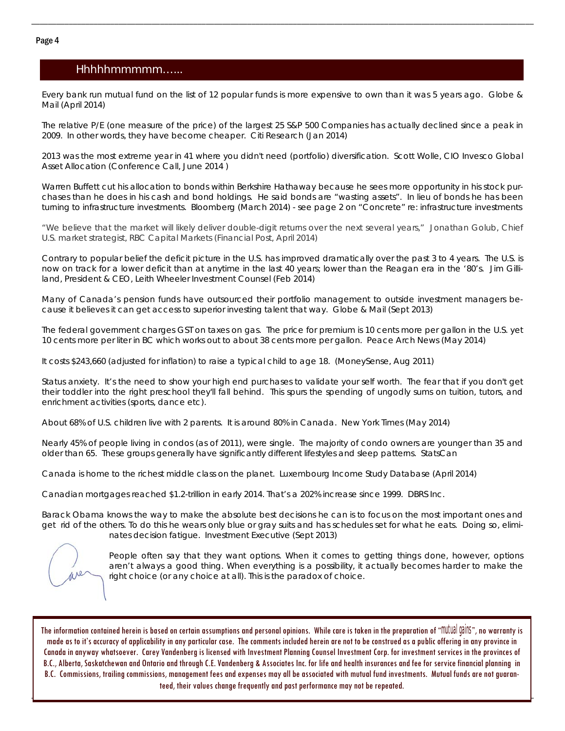## Hhhhhmmmmm…...

Every bank run mutual fund on the list of 12 popular funds is more expensive to own than it was 5 years ago. Globe & Mail (April 2014)

The relative P/E (one measure of the price) of the largest 25 S&P 500 Companies has actually declined since a peak in 2009. In other words, they have become cheaper. Citi Research (Jan 2014)

2013 was the most extreme year in 41 where you didn't need (portfolio) diversification. Scott Wolle, CIO Invesco Global Asset Allocation (Conference Call, June 2014 )

Warren Buffett cut his allocation to bonds within Berkshire Hathaway because he sees more opportunity in his stock purchases than he does in his cash and bond holdings. He said bonds are "wasting assets". In lieu of bonds he has been turning to infrastructure investments. Bloomberg (March 2014) - see page 2 on "Concrete" re: infrastructure investments

"We believe that the market will likely deliver double-digit returns over the next several years," Jonathan Golub, Chief U.S. market strategist, RBC Capital Markets (Financial Post, April 2014)

Contrary to popular belief the deficit picture in the U.S. has improved dramatically over the past 3 to 4 years. The U.S. is now on track for a lower deficit than at anytime in the last 40 years; lower than the Reagan era in the '80's. Jim Gilliland, President & CEO, Leith Wheeler Investment Counsel (Feb 2014)

Many of Canada's pension funds have outsourced their portfolio management to outside investment managers because it believes it can get access to superior investing talent that way. Globe & Mail (Sept 2013)

The federal government charges GST on taxes on gas. The price for premium is 10 cents more per gallon in the U.S. yet 10 cents more per liter in BC which works out to about 38 cents more per gallon. Peace Arch News (May 2014)

It costs $243,660 (adjusted for inflation) to raise a typical child to age 18. (MoneySense, Aug 2011)

Status anxiety. It's the need to show your high end purchases to validate your self worth. The fear that if you don't get their toddler into the right preschool they'll fall behind. This spurs the spending of ungodly sums on tuition, tutors, and enrichment activities (sports, dance etc).

About 68% of U.S. children live with 2 parents. It is around 80% in Canada. New York Times (May 2014)

Nearly 45% of people living in condos (as of 2011), were single. The majority of condo owners are younger than 35 and older than 65. These groups generally have significantly different lifestyles and sleep patterns. StatsCan

Canada is home to the richest middle class on the planet. Luxembourg Income Study Database (April 2014)

Canadian mortgages reached $1.2-trillion in early 2014. That's a 202% increase since 1999. DBRS Inc.

Barack Obama knows the way to make the absolute best decisions he can is to focus on the most important ones and get rid of the others. To do this he wears only blue or gray suits and has schedules set for what he eats. Doing so, eliminates decision fatigue. Investment Executive (Sept 2013)

People often say that they want options. When it comes to getting things done, however, options aren't always a good thing. When everything is a possibility, it actually becomes harder to make the right choice (or any choice at all). This is the paradox of choice.

The information contained herein is based on certain assumptions and personal opinions. While care is taken in the preparation of "mutual gains", no warranty is made as to it's accuracy of applicability in any particular case. The comments included herein are not to be construed as a public offering in any province in Canada in anyway whatsoever. Carey Vandenberg is licensed with Investment Planning Counsel Investment Corp. for investment services in the provinces of B.C., Alberta, Saskatchewan and Ontario and through C.E. Vandenberg & Associates Inc. for life and health insurances and fee for service financial planning in B.C. Commissions, trailing commissions, management fees and expenses may all be associated with mutual fund investments. Mutual funds are not guaranteed, their values change frequently and past performance may not be repeated.